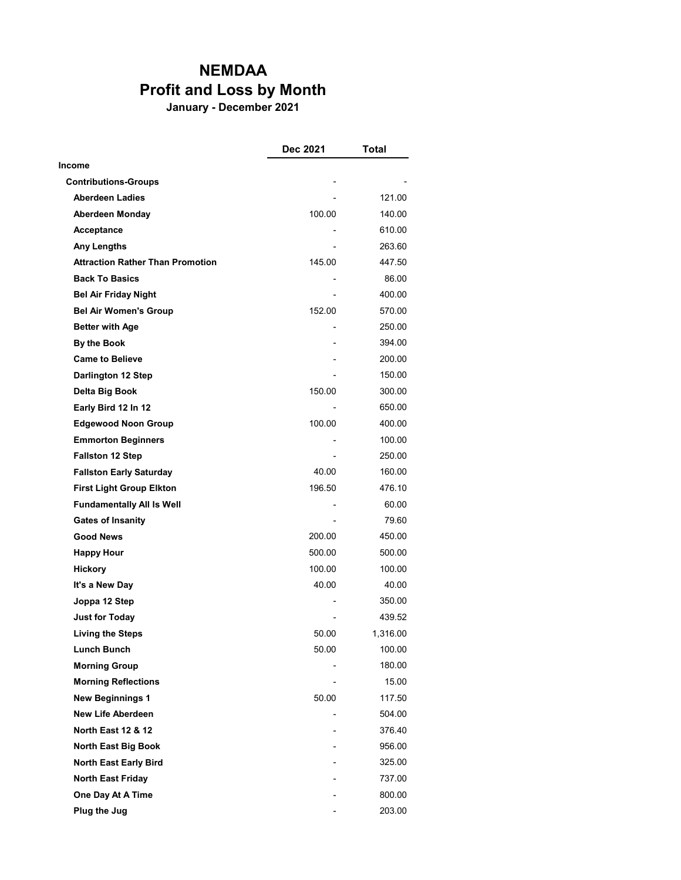# NEMDAA
## Profit and Loss by Month
### January - December 2021

| | Dec 2021 | Total |
|---|---|---|
| **Income** | | |
| **Contributions-Groups** | - | - |
| **Aberdeen Ladies** | - | 121.00 |
| **Aberdeen Monday** | 100.00 | 140.00 |
| **Acceptance** | - | 610.00 |
| **Any Lengths** | - | 263.60 |
| **Attraction Rather Than Promotion** | 145.00 | 447.50 |
| **Back To Basics** | - | 86.00 |
| **Bel Air Friday Night** | - | 400.00 |
| **Bel Air Women's Group** | 152.00 | 570.00 |
| **Better with Age** | - | 250.00 |
| **By the Book** | - | 394.00 |
| **Came to Believe** | - | 200.00 |
| **Darlington 12 Step** | - | 150.00 |
| **Delta Big Book** | 150.00 | 300.00 |
| **Early Bird 12 In 12** | - | 650.00 |
| **Edgewood Noon Group** | 100.00 | 400.00 |
| **Emmorton Beginners** | - | 100.00 |
| **Fallston 12 Step** | - | 250.00 |
| **Fallston Early Saturday** | 40.00 | 160.00 |
| **First Light Group Elkton** | 196.50 | 476.10 |
| **Fundamentally All Is Well** | - | 60.00 |
| **Gates of Insanity** | - | 79.60 |
| **Good News** | 200.00 | 450.00 |
| **Happy Hour** | 500.00 | 500.00 |
| **Hickory** | 100.00 | 100.00 |
| **It's a New Day** | 40.00 | 40.00 |
| **Joppa 12 Step** | - | 350.00 |
| **Just for Today** | - | 439.52 |
| **Living the Steps** | 50.00 | 1,316.00 |
| **Lunch Bunch** | 50.00 | 100.00 |
| **Morning Group** | - | 180.00 |
| **Morning Reflections** | - | 15.00 |
| **New Beginnings 1** | 50.00 | 117.50 |
| **New Life Aberdeen** | - | 504.00 |
| **North East 12 & 12** | - | 376.40 |
| **North East Big Book** | - | 956.00 |
| **North East Early Bird** | - | 325.00 |
| **North East Friday** | - | 737.00 |
| **One Day At A Time** | - | 800.00 |
| **Plug the Jug** | - | 203.00 |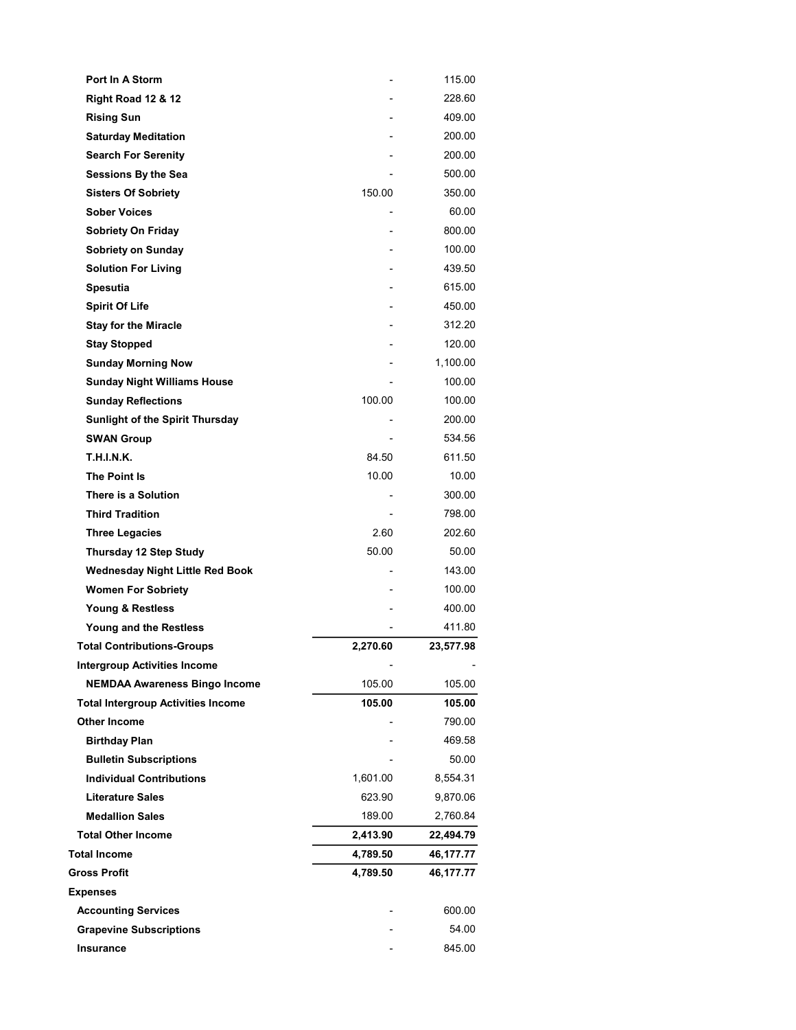| | | |
|---|---|---|
| **Port In A Storm** | - | 115.00 |
| **Right Road 12 & 12** | - | 228.60 |
| **Rising Sun** | - | 409.00 |
| **Saturday Meditation** | - | 200.00 |
| **Search For Serenity** | - | 200.00 |
| **Sessions By the Sea** | - | 500.00 |
| **Sisters Of Sobriety** | 150.00 | 350.00 |
| **Sober Voices** | - | 60.00 |
| **Sobriety On Friday** | - | 800.00 |
| **Sobriety on Sunday** | - | 100.00 |
| **Solution For Living** | - | 439.50 |
| **Spesutia** | - | 615.00 |
| **Spirit Of Life** | - | 450.00 |
| **Stay for the Miracle** | - | 312.20 |
| **Stay Stopped** | - | 120.00 |
| **Sunday Morning Now** | - | 1,100.00 |
| **Sunday Night Williams House** | - | 100.00 |
| **Sunday Reflections** | 100.00 | 100.00 |
| **Sunlight of the Spirit Thursday** | - | 200.00 |
| **SWAN Group** | - | 534.56 |
| **T.H.I.N.K.** | 84.50 | 611.50 |
| **The Point Is** | 10.00 | 10.00 |
| **There is a Solution** | - | 300.00 |
| **Third Tradition** | - | 798.00 |
| **Three Legacies** | 2.60 | 202.60 |
| **Thursday 12 Step Study** | 50.00 | 50.00 |
| **Wednesday Night Little Red Book** | - | 143.00 |
| **Women For Sobriety** | - | 100.00 |
| **Young & Restless** | - | 400.00 |
| **Young and the Restless** | - | 411.80 |
| **Total Contributions-Groups** | **2,270.60** | **23,577.98** |
| **Intergroup Activities Income** | - | - |
| **NEMDAA Awareness Bingo Income** | 105.00 | 105.00 |
| **Total Intergroup Activities Income** | **105.00** | **105.00** |
| **Other Income** | - | 790.00 |
| **Birthday Plan** | - | 469.58 |
| **Bulletin Subscriptions** | - | 50.00 |
| **Individual Contributions** | 1,601.00 | 8,554.31 |
| **Literature Sales** | 623.90 | 9,870.06 |
| **Medallion Sales** | 189.00 | 2,760.84 |
| **Total Other Income** | **2,413.90** | **22,494.79** |
| **Total Income** | **4,789.50** | **46,177.77** |
| **Gross Profit** | **4,789.50** | **46,177.77** |
| **Expenses** | | |
| **Accounting Services** | - | 600.00 |
| **Grapevine Subscriptions** | - | 54.00 |
| **Insurance** | - | 845.00 |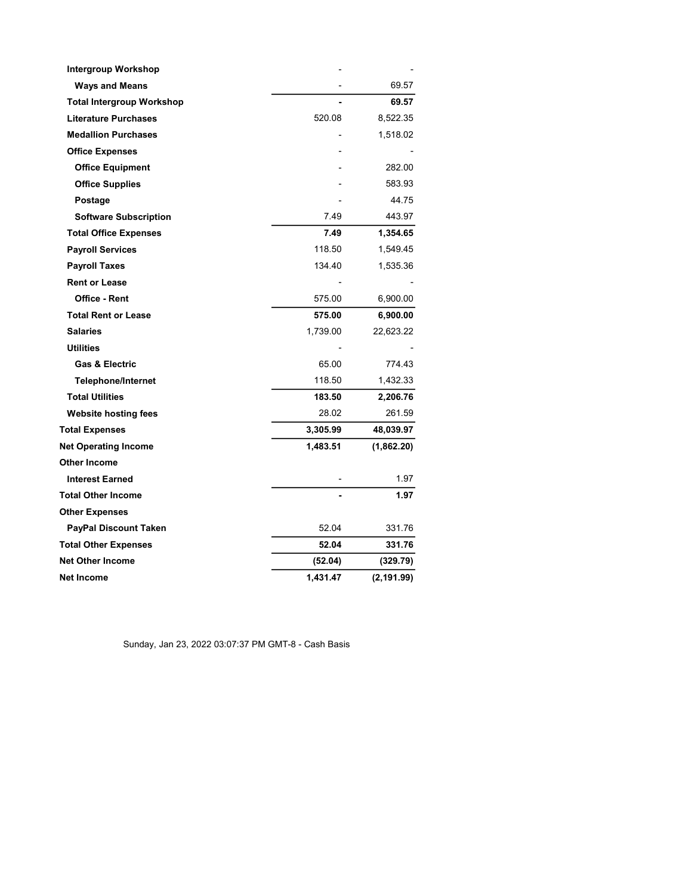| | | |
|---|---|---|
| **Intergroup Workshop** | - | - |
| **Ways and Means** | - | 69.57 |
| **Total Intergroup Workshop** | **-** | **69.57** |
| **Literature Purchases** | 520.08 | 8,522.35 |
| **Medallion Purchases** | - | 1,518.02 |
| **Office Expenses** | - | - |
| **Office Equipment** | - | 282.00 |
| **Office Supplies** | - | 583.93 |
| **Postage** | - | 44.75 |
| **Software Subscription** | 7.49 | 443.97 |
| **Total Office Expenses** | **7.49** | **1,354.65** |
| **Payroll Services** | 118.50 | 1,549.45 |
| **Payroll Taxes** | 134.40 | 1,535.36 |
| **Rent or Lease** | - | - |
| **Office - Rent** | 575.00 | 6,900.00 |
| **Total Rent or Lease** | **575.00** | **6,900.00** |
| **Salaries** | 1,739.00 | 22,623.22 |
| **Utilities** | - | - |
| **Gas & Electric** | 65.00 | 774.43 |
| **Telephone/Internet** | 118.50 | 1,432.33 |
| **Total Utilities** | **183.50** | **2,206.76** |
| **Website hosting fees** | 28.02 | 261.59 |
| **Total Expenses** | **3,305.99** | **48,039.97** |
| **Net Operating Income** | **1,483.51** | **(1,862.20)** |
| **Other Income** | | |
| **Interest Earned** | - | 1.97 |
| **Total Other Income** | **-** | **1.97** |
| **Other Expenses** | | |
| **PayPal Discount Taken** | 52.04 | 331.76 |
| **Total Other Expenses** | **52.04** | **331.76** |
| **Net Other Income** | **(52.04)** | **(329.79)** |
| **Net Income** | **1,431.47** | **(2,191.99)** |

Sunday, Jan 23, 2022 03:07:37 PM GMT-8 - Cash Basis